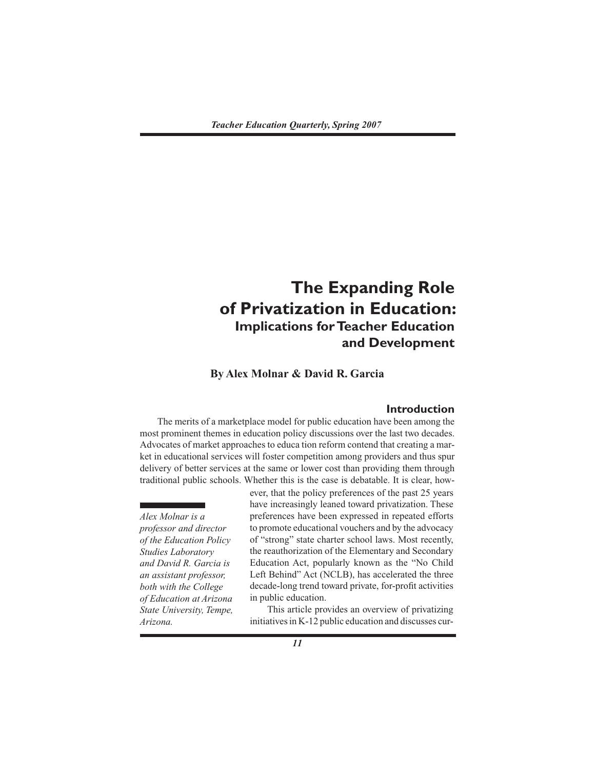# The Expanding Role of Privatization in Education:

## Implications for Teacher Education and Development

**By Alex Molnar & David R. Garcia**

### Introduction

The merits of a marketplace model for public education have been among the most prominent themes in education policy discussions over the last two decades. Advocates of market approaches to educa tion reform contend that creating a market in educational services will foster competition among providers and thus spur delivery of better services at the same or lower cost than providing them through traditional public schools. Whether this is the case is debatable. It is clear, however, that the policy preferences of the past 25 years have increasingly leaned toward privatization. These preferences have been expressed in repeated efforts to promote educational vouchers and by the advocacy of "strong" state charter school laws. Most recently, the reauthorization of the Elementary and Secondary Education Act, popularly known as the "No Child Left Behind" Act (NCLB), has accelerated the three decade-long trend toward private, for-profit activities in public education.

This article provides an overview of privatizing initiatives in K-12 public education and discusses cur-

*Alex Molnar is a professor and director of the Education Policy Studies Laboratory and David R. Garcia is an assistant professor, both with the College of Education at Arizona State University, Tempe, Arizona.*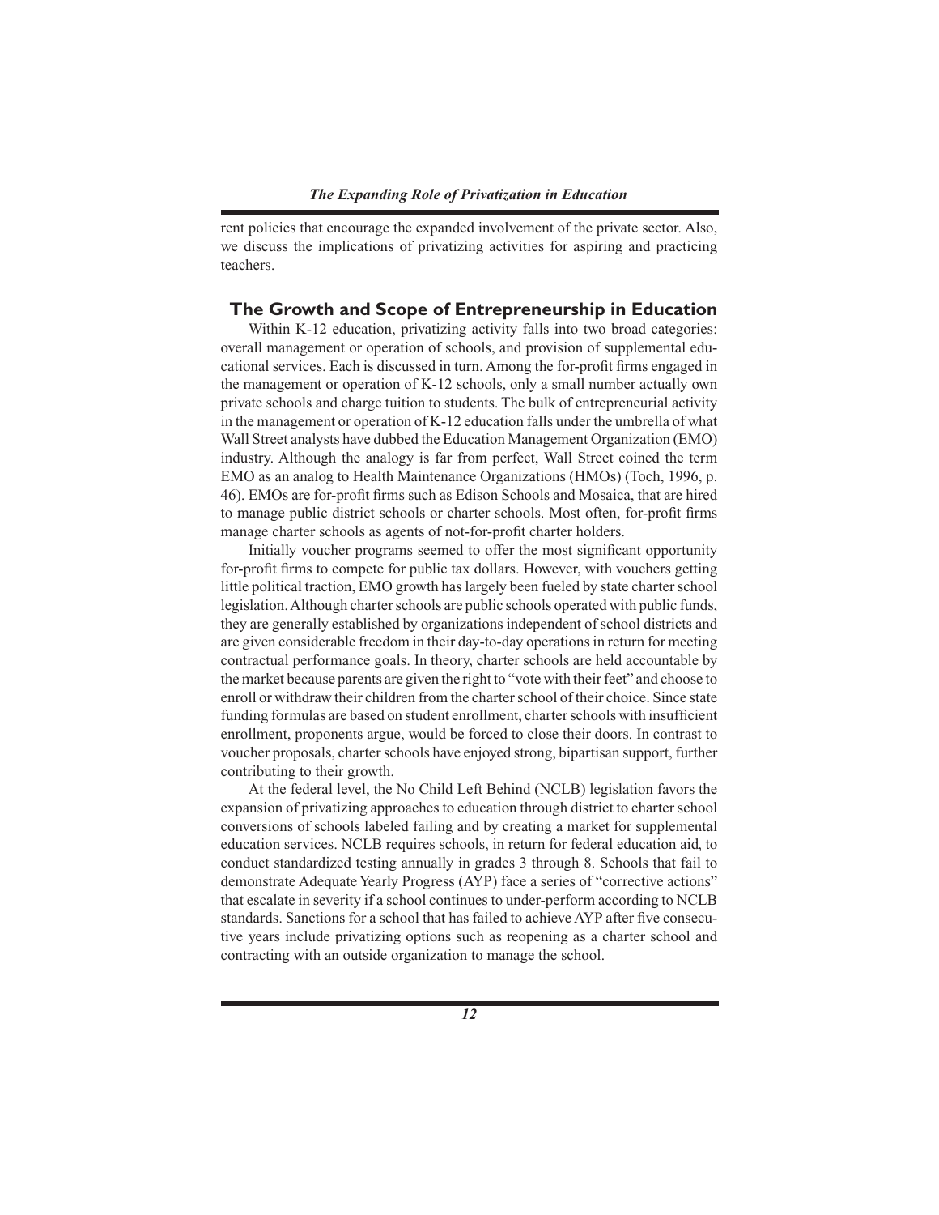rent policies that encourage the expanded involvement of the private sector. Also, we discuss the implications of privatizing activities for aspiring and practicing teachers.

## The Growth and Scope of Entrepreneurship in Education

Within K-12 education, privatizing activity falls into two broad categories: overall management or operation of schools, and provision of supplemental educational services. Each is discussed in turn. Among the for-profit firms engaged in the management or operation of K-12 schools, only a small number actually own private schools and charge tuition to students. The bulk of entrepreneurial activity in the management or operation of K-12 education falls under the umbrella of what Wall Street analysts have dubbed the Education Management Organization (EMO) industry. Although the analogy is far from perfect, Wall Street coined the term EMO as an analog to Health Maintenance Organizations (HMOs) (Toch, 1996, p. 46). EMOs are for-profit firms such as Edison Schools and Mosaica, that are hired to manage public district schools or charter schools. Most often, for-profit firms manage charter schools as agents of not-for-profit charter holders.

Initially voucher programs seemed to offer the most significant opportunity for-profit firms to compete for public tax dollars. However, with vouchers getting little political traction, EMO growth has largely been fueled by state charter school legislation. Although charter schools are public schools operated with public funds, they are generally established by organizations independent of school districts and are given considerable freedom in their day-to-day operations in return for meeting contractual performance goals. In theory, charter schools are held accountable by the market because parents are given the right to "vote with their feet" and choose to enroll or withdraw their children from the charter school of their choice. Since state funding formulas are based on student enrollment, charter schools with insufficient enrollment, proponents argue, would be forced to close their doors. In contrast to voucher proposals, charter schools have enjoyed strong, bipartisan support, further contributing to their growth.

At the federal level, the No Child Left Behind (NCLB) legislation favors the expansion of privatizing approaches to education through district to charter school conversions of schools labeled failing and by creating a market for supplemental education services. NCLB requires schools, in return for federal education aid, to conduct standardized testing annually in grades 3 through 8. Schools that fail to demonstrate Adequate Yearly Progress (AYP) face a series of "corrective actions" that escalate in severity if a school continues to under-perform according to NCLB standards. Sanctions for a school that has failed to achieve AYP after five consecutive years include privatizing options such as reopening as a charter school and contracting with an outside organization to manage the school.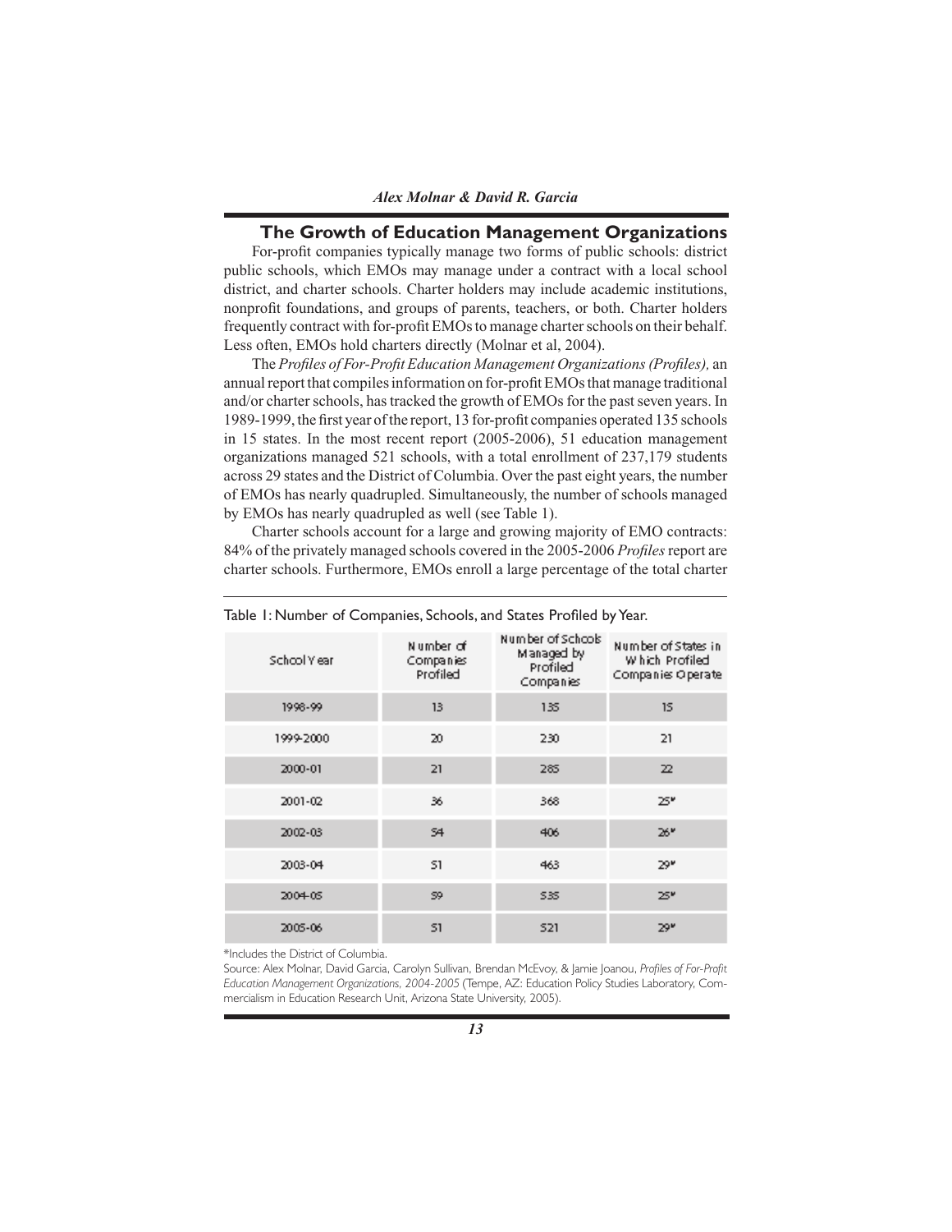## The Growth of Education Management Organizations

For-profit companies typically manage two forms of public schools: district public schools, which EMOs may manage under a contract with a local school district, and charter schools. Charter holders may include academic institutions, nonprofit foundations, and groups of parents, teachers, or both. Charter holders frequently contract with for-profit EMOs to manage charter schools on their behalf. Less often, EMOs hold charters directly (Molnar et al, 2004).

The *Profiles of For-Profit Education Management Organizations (Profiles),* an annual report that compiles information on for-profit EMOs that manage traditional and/or charter schools, has tracked the growth of EMOs for the past seven years. In 1989-1999, the first year of the report, 13 for-profit companies operated 135 schools in 15 states. In the most recent report (2005-2006), 51 education management organizations managed 521 schools, with a total enrollment of 237,179 students across 29 states and the District of Columbia. Over the past eight years, the number of EMOs has nearly quadrupled. Simultaneously, the number of schools managed by EMOs has nearly quadrupled as well (see Table 1).

Charter schools account for a large and growing majority of EMO contracts: 84% of the privately managed schools covered in the 2005-2006 *Profiles* report are charter schools. Furthermore, EMOs enroll a large percentage of the total charter

Table 1: Number of Companies, Schools, and States Profiled by Year.

| School Year | Number of Companies Profiled | Number of Schools Managed by Profiled Companies | Number of States in Which Profiled Companies Operate |
|---|---|---|---|
| 1998-99 | 13 | 135 | 15 |
| 1999-2000 | 20 | 230 | 21 |
| 2000-01 | 21 | 285 | 22 |
| 2001-02 | 36 | 368 | 25* |
| 2002-03 | 54 | 406 | 26* |
| 2003-04 | 51 | 463 | 29* |
| 2004-05 | 59 | 535 | 25* |
| 2005-06 | 51 | 521 | 29* |

*Includes the District of Columbia.

Source: Alex Molnar, David Garcia, Carolyn Sullivan, Brendan McEvoy, & Jamie Joanou, *Profiles of For-Profit Education Management Organizations, 2004-2005* (Tempe, AZ: Education Policy Studies Laboratory, Commercialism in Education Research Unit, Arizona State University, 2005).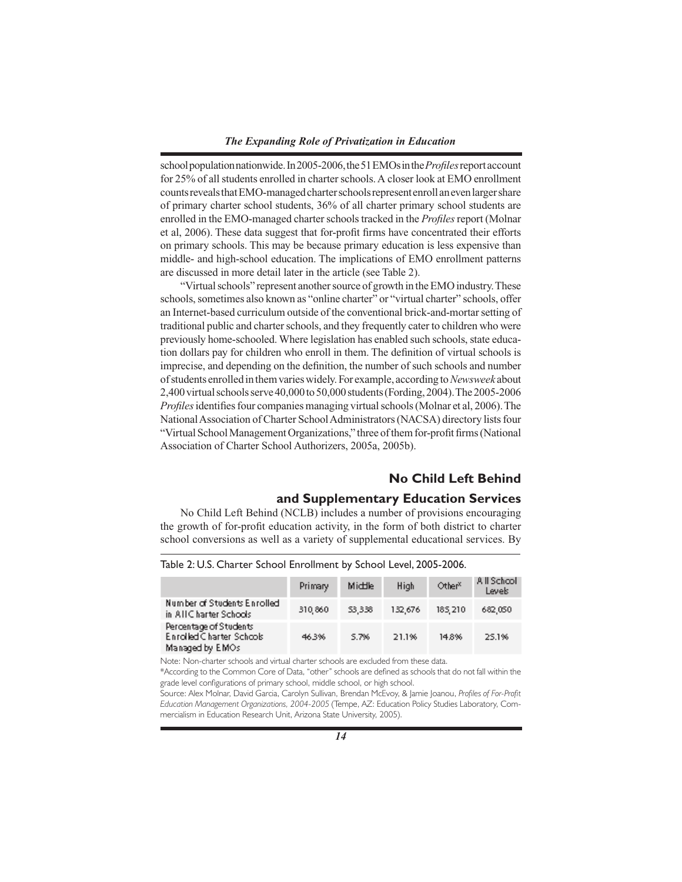school population nationwide. In 2005-2006, the 51 EMOs in the *Profiles* report account for 25% of all students enrolled in charter schools. A closer look at EMO enrollment counts reveals that EMO-managed charter schools represent enroll an even larger share of primary charter school students, 36% of all charter primary school students are enrolled in the EMO-managed charter schools tracked in the *Profiles* report (Molnar et al, 2006). These data suggest that for-profit firms have concentrated their efforts on primary schools. This may be because primary education is less expensive than middle- and high-school education. The implications of EMO enrollment patterns are discussed in more detail later in the article (see Table 2).

"Virtual schools" represent another source of growth in the EMO industry. These schools, sometimes also known as "online charter" or "virtual charter" schools, offer an Internet-based curriculum outside of the conventional brick-and-mortar setting of traditional public and charter schools, and they frequently cater to children who were previously home-schooled. Where legislation has enabled such schools, state education dollars pay for children who enroll in them. The definition of virtual schools is imprecise, and depending on the definition, the number of such schools and number of students enrolled in them varies widely. For example, according to *Newsweek* about 2,400 virtual schools serve 40,000 to 50,000 students (Fording, 2004). The 2005-2006 *Profiles* identifies four companies managing virtual schools (Molnar et al, 2006). The National Association of Charter School Administrators (NACSA) directory lists four "Virtual School Management Organizations," three of them for-profit firms (National Association of Charter School Authorizers, 2005a, 2005b).

## No Child Left Behind and Supplementary Education Services

No Child Left Behind (NCLB) includes a number of provisions encouraging the growth of for-profit education activity, in the form of both district to charter school conversions as well as a variety of supplemental educational services. By

Table 2: U.S. Charter School Enrollment by School Level, 2005-2006.

| | Primary | Middle | High | Other* | All School Levels |
|---|---|---|---|---|---|
| Number of Students Enrolled in All Charter Schools | 310,860 | 53,338 | 132,676 | 185,210 | 682,050 |
| Percentage of Students Enrolled Charter Schools Managed by EMOs | 46.3% | 5.7% | 21.1% | 14.8% | 25.1% |

Note: Non-charter schools and virtual charter schools are excluded from these data.

*According to the Common Core of Data, "other" schools are defined as schools that do not fall within the grade level configurations of primary school, middle school, or high school.

Source: Alex Molnar, David Garcia, Carolyn Sullivan, Brendan McEvoy, & Jamie Joanou, *Profiles of For-Profit Education Management Organizations, 2004-2005* (Tempe, AZ: Education Policy Studies Laboratory, Commercialism in Education Research Unit, Arizona State University, 2005).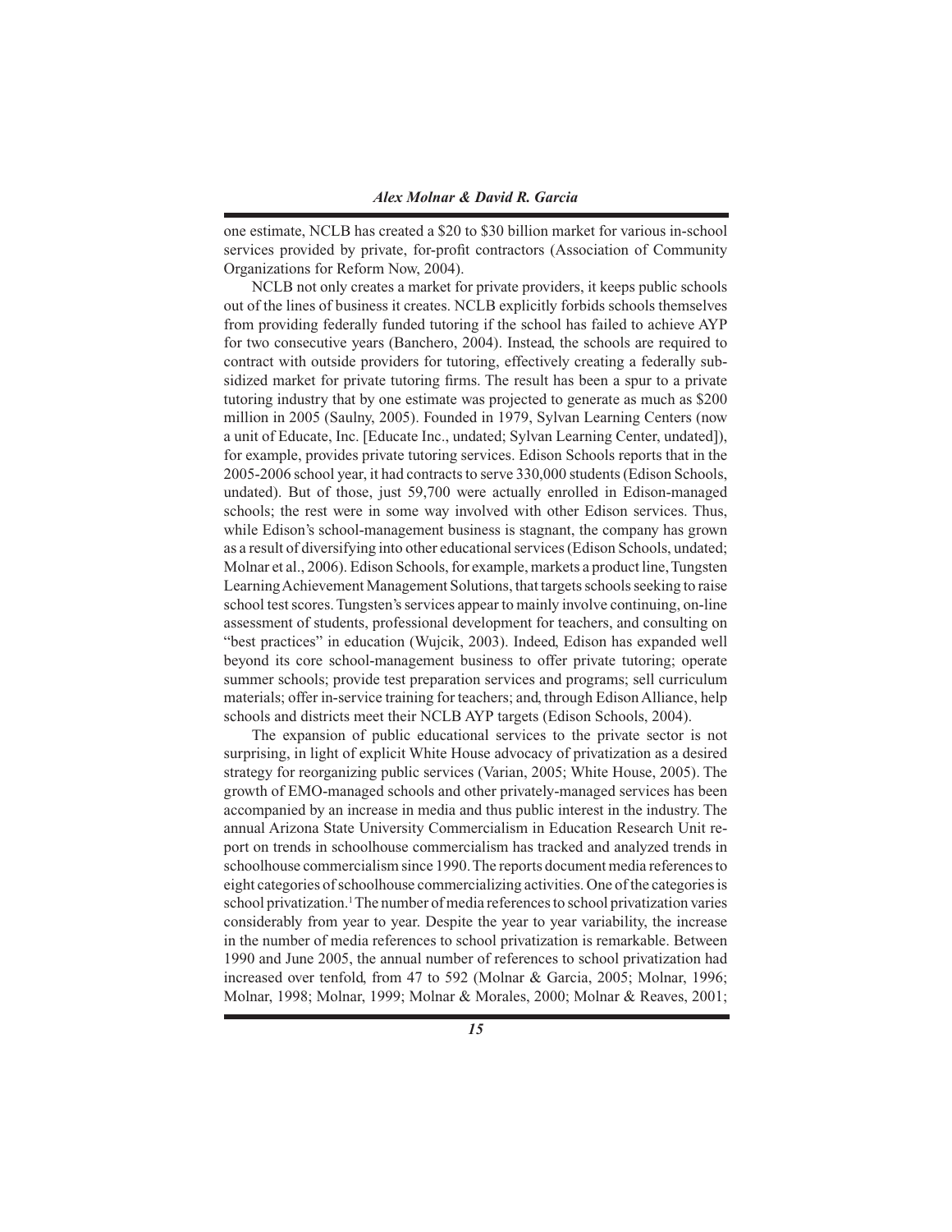one estimate, NCLB has created a $20 to $30 billion market for various in-school services provided by private, for-profit contractors (Association of Community Organizations for Reform Now, 2004).

NCLB not only creates a market for private providers, it keeps public schools out of the lines of business it creates. NCLB explicitly forbids schools themselves from providing federally funded tutoring if the school has failed to achieve AYP for two consecutive years (Banchero, 2004). Instead, the schools are required to contract with outside providers for tutoring, effectively creating a federally subsidized market for private tutoring firms. The result has been a spur to a private tutoring industry that by one estimate was projected to generate as much as $200 million in 2005 (Saulny, 2005). Founded in 1979, Sylvan Learning Centers (now a unit of Educate, Inc. [Educate Inc., undated; Sylvan Learning Center, undated]), for example, provides private tutoring services. Edison Schools reports that in the 2005-2006 school year, it had contracts to serve 330,000 students (Edison Schools, undated). But of those, just 59,700 were actually enrolled in Edison-managed schools; the rest were in some way involved with other Edison services. Thus, while Edison's school-management business is stagnant, the company has grown as a result of diversifying into other educational services (Edison Schools, undated; Molnar et al., 2006). Edison Schools, for example, markets a product line, Tungsten Learning Achievement Management Solutions, that targets schools seeking to raise school test scores. Tungsten's services appear to mainly involve continuing, on-line assessment of students, professional development for teachers, and consulting on "best practices" in education (Wujcik, 2003). Indeed, Edison has expanded well beyond its core school-management business to offer private tutoring; operate summer schools; provide test preparation services and programs; sell curriculum materials; offer in-service training for teachers; and, through Edison Alliance, help schools and districts meet their NCLB AYP targets (Edison Schools, 2004).

The expansion of public educational services to the private sector is not surprising, in light of explicit White House advocacy of privatization as a desired strategy for reorganizing public services (Varian, 2005; White House, 2005). The growth of EMO-managed schools and other privately-managed services has been accompanied by an increase in media and thus public interest in the industry. The annual Arizona State University Commercialism in Education Research Unit report on trends in schoolhouse commercialism has tracked and analyzed trends in schoolhouse commercialism since 1990. The reports document media references to eight categories of schoolhouse commercializing activities. One of the categories is school privatization.[1] The number of media references to school privatization varies considerably from year to year. Despite the year to year variability, the increase in the number of media references to school privatization is remarkable. Between 1990 and June 2005, the annual number of references to school privatization had increased over tenfold, from 47 to 592 (Molnar & Garcia, 2005; Molnar, 1996; Molnar, 1998; Molnar, 1999; Molnar & Morales, 2000; Molnar & Reaves, 2001;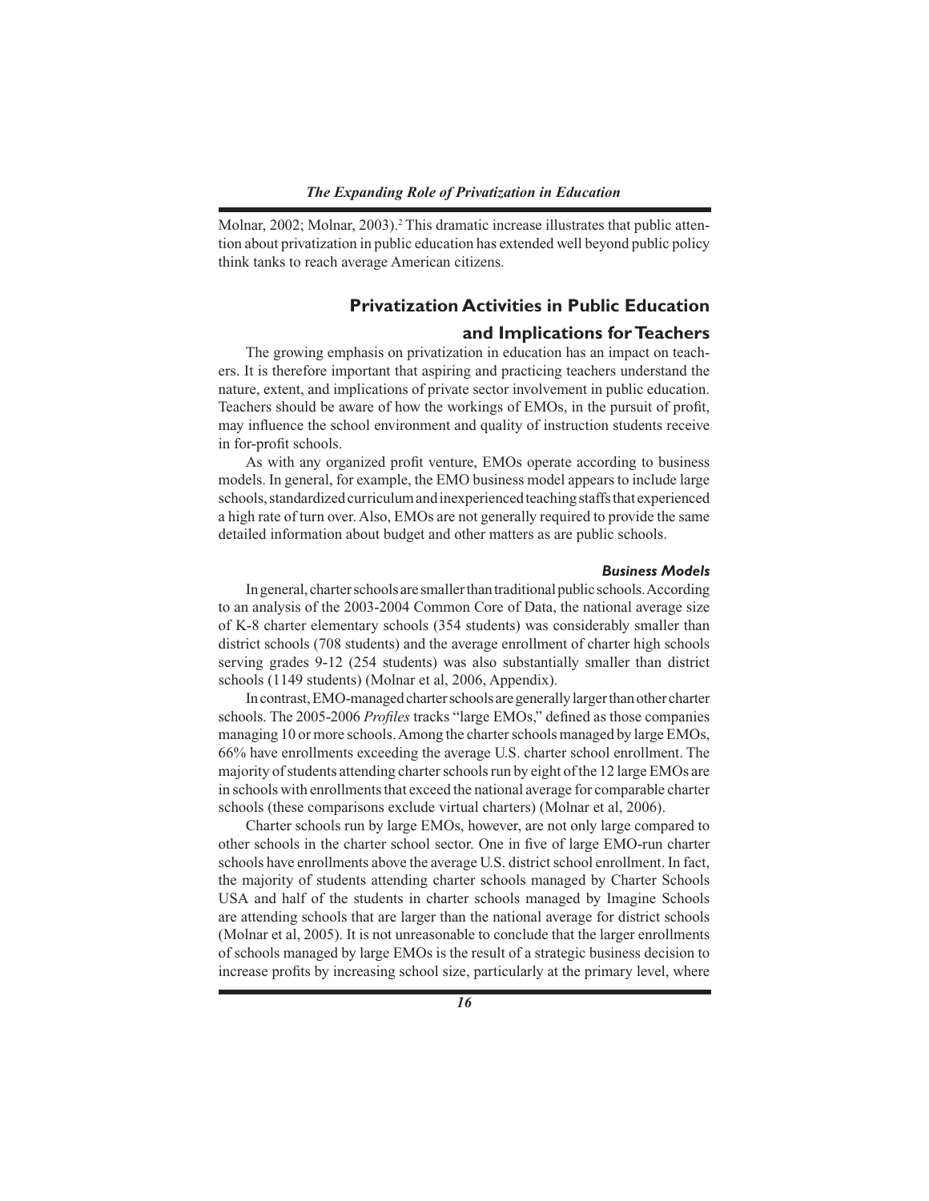Molnar, 2002; Molnar, 2003).[2] This dramatic increase illustrates that public attention about privatization in public education has extended well beyond public policy think tanks to reach average American citizens.

## Privatization Activities in Public Education and Implications for Teachers

The growing emphasis on privatization in education has an impact on teachers. It is therefore important that aspiring and practicing teachers understand the nature, extent, and implications of private sector involvement in public education. Teachers should be aware of how the workings of EMOs, in the pursuit of profit, may influence the school environment and quality of instruction students receive in for-profit schools.

As with any organized profit venture, EMOs operate according to business models. In general, for example, the EMO business model appears to include large schools, standardized curriculum and inexperienced teaching staffs that experienced a high rate of turn over. Also, EMOs are not generally required to provide the same detailed information about budget and other matters as are public schools.

### *Business Models*

In general, charter schools are smaller than traditional public schools. According to an analysis of the 2003-2004 Common Core of Data, the national average size of K-8 charter elementary schools (354 students) was considerably smaller than district schools (708 students) and the average enrollment of charter high schools serving grades 9-12 (254 students) was also substantially smaller than district schools (1149 students) (Molnar et al, 2006, Appendix).

In contrast, EMO-managed charter schools are generally larger than other charter schools. The 2005-2006 *Profiles* tracks "large EMOs," defined as those companies managing 10 or more schools. Among the charter schools managed by large EMOs, 66% have enrollments exceeding the average U.S. charter school enrollment. The majority of students attending charter schools run by eight of the 12 large EMOs are in schools with enrollments that exceed the national average for comparable charter schools (these comparisons exclude virtual charters) (Molnar et al, 2006).

Charter schools run by large EMOs, however, are not only large compared to other schools in the charter school sector. One in five of large EMO-run charter schools have enrollments above the average U.S. district school enrollment. In fact, the majority of students attending charter schools managed by Charter Schools USA and half of the students in charter schools managed by Imagine Schools are attending schools that are larger than the national average for district schools (Molnar et al, 2005). It is not unreasonable to conclude that the larger enrollments of schools managed by large EMOs is the result of a strategic business decision to increase profits by increasing school size, particularly at the primary level, where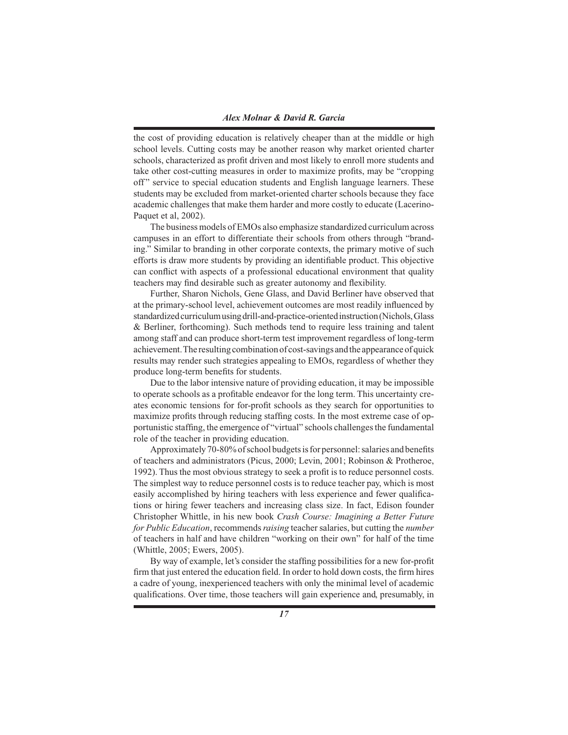the cost of providing education is relatively cheaper than at the middle or high school levels. Cutting costs may be another reason why market oriented charter schools, characterized as profit driven and most likely to enroll more students and take other cost-cutting measures in order to maximize profits, may be "cropping off" service to special education students and English language learners. These students may be excluded from market-oriented charter schools because they face academic challenges that make them harder and more costly to educate (Lacerino-Paquet et al, 2002).

The business models of EMOs also emphasize standardized curriculum across campuses in an effort to differentiate their schools from others through "branding." Similar to branding in other corporate contexts, the primary motive of such efforts is draw more students by providing an identifiable product. This objective can conflict with aspects of a professional educational environment that quality teachers may find desirable such as greater autonomy and flexibility.

Further, Sharon Nichols, Gene Glass, and David Berliner have observed that at the primary-school level, achievement outcomes are most readily influenced by standardized curriculum using drill-and-practice-oriented instruction (Nichols, Glass & Berliner, forthcoming). Such methods tend to require less training and talent among staff and can produce short-term test improvement regardless of long-term achievement. The resulting combination of cost-savings and the appearance of quick results may render such strategies appealing to EMOs, regardless of whether they produce long-term benefits for students.

Due to the labor intensive nature of providing education, it may be impossible to operate schools as a profitable endeavor for the long term. This uncertainty creates economic tensions for for-profit schools as they search for opportunities to maximize profits through reducing staffing costs. In the most extreme case of opportunistic staffing, the emergence of "virtual" schools challenges the fundamental role of the teacher in providing education.

Approximately 70-80% of school budgets is for personnel: salaries and benefits of teachers and administrators (Picus, 2000; Levin, 2001; Robinson & Protheroe, 1992). Thus the most obvious strategy to seek a profit is to reduce personnel costs. The simplest way to reduce personnel costs is to reduce teacher pay, which is most easily accomplished by hiring teachers with less experience and fewer qualifications or hiring fewer teachers and increasing class size. In fact, Edison founder Christopher Whittle, in his new book *Crash Course: Imagining a Better Future for Public Education*, recommends *raising* teacher salaries, but cutting the *number* of teachers in half and have children "working on their own" for half of the time (Whittle, 2005; Ewers, 2005).

By way of example, let's consider the staffing possibilities for a new for-profit firm that just entered the education field. In order to hold down costs, the firm hires a cadre of young, inexperienced teachers with only the minimal level of academic qualifications. Over time, those teachers will gain experience and, presumably, in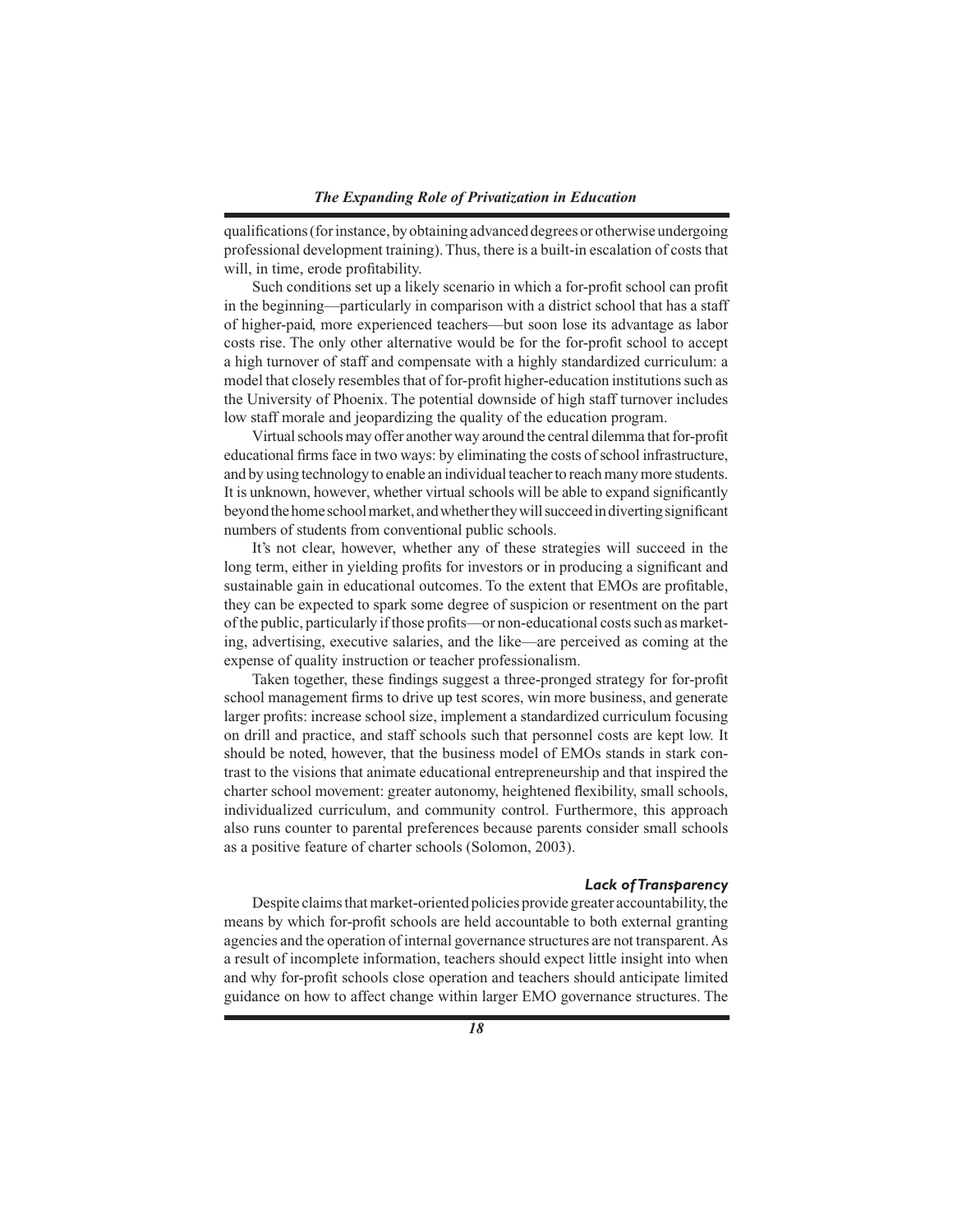qualifications (for instance, by obtaining advanced degrees or otherwise undergoing professional development training). Thus, there is a built-in escalation of costs that will, in time, erode profitability.

Such conditions set up a likely scenario in which a for-profit school can profit in the beginning—particularly in comparison with a district school that has a staff of higher-paid, more experienced teachers—but soon lose its advantage as labor costs rise. The only other alternative would be for the for-profit school to accept a high turnover of staff and compensate with a highly standardized curriculum: a model that closely resembles that of for-profit higher-education institutions such as the University of Phoenix. The potential downside of high staff turnover includes low staff morale and jeopardizing the quality of the education program.

Virtual schools may offer another way around the central dilemma that for-profit educational firms face in two ways: by eliminating the costs of school infrastructure, and by using technology to enable an individual teacher to reach many more students. It is unknown, however, whether virtual schools will be able to expand significantly beyond the home school market, and whether they will succeed in diverting significant numbers of students from conventional public schools.

It's not clear, however, whether any of these strategies will succeed in the long term, either in yielding profits for investors or in producing a significant and sustainable gain in educational outcomes. To the extent that EMOs are profitable, they can be expected to spark some degree of suspicion or resentment on the part of the public, particularly if those profits—or non-educational costs such as marketing, advertising, executive salaries, and the like—are perceived as coming at the expense of quality instruction or teacher professionalism.

Taken together, these findings suggest a three-pronged strategy for for-profit school management firms to drive up test scores, win more business, and generate larger profits: increase school size, implement a standardized curriculum focusing on drill and practice, and staff schools such that personnel costs are kept low. It should be noted, however, that the business model of EMOs stands in stark contrast to the visions that animate educational entrepreneurship and that inspired the charter school movement: greater autonomy, heightened flexibility, small schools, individualized curriculum, and community control. Furthermore, this approach also runs counter to parental preferences because parents consider small schools as a positive feature of charter schools (Solomon, 2003).

### *Lack of Transparency*

Despite claims that market-oriented policies provide greater accountability, the means by which for-profit schools are held accountable to both external granting agencies and the operation of internal governance structures are not transparent. As a result of incomplete information, teachers should expect little insight into when and why for-profit schools close operation and teachers should anticipate limited guidance on how to affect change within larger EMO governance structures. The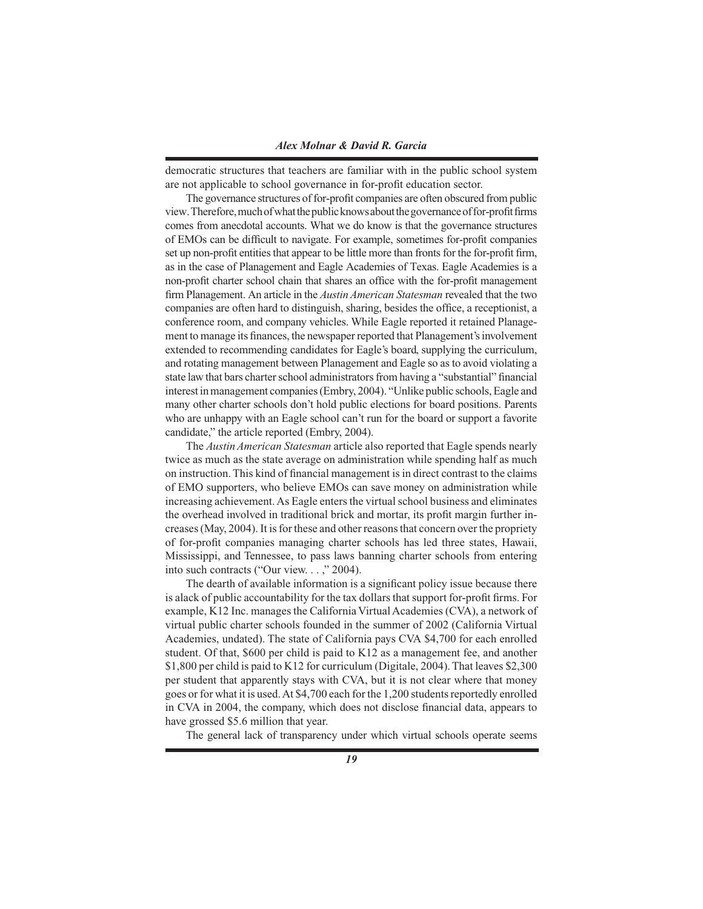democratic structures that teachers are familiar with in the public school system are not applicable to school governance in for-profit education sector.

The governance structures of for-profit companies are often obscured from public view. Therefore, much of what the public knows about the governance of for-profit firms comes from anecdotal accounts. What we do know is that the governance structures of EMOs can be difficult to navigate. For example, sometimes for-profit companies set up non-profit entities that appear to be little more than fronts for the for-profit firm, as in the case of Planagement and Eagle Academies of Texas. Eagle Academies is a non-profit charter school chain that shares an office with the for-profit management firm Planagement. An article in the *Austin American Statesman* revealed that the two companies are often hard to distinguish, sharing, besides the office, a receptionist, a conference room, and company vehicles. While Eagle reported it retained Planagement to manage its finances, the newspaper reported that Planagement's involvement extended to recommending candidates for Eagle's board, supplying the curriculum, and rotating management between Planagement and Eagle so as to avoid violating a state law that bars charter school administrators from having a "substantial" financial interest in management companies (Embry, 2004). "Unlike public schools, Eagle and many other charter schools don't hold public elections for board positions. Parents who are unhappy with an Eagle school can't run for the board or support a favorite candidate," the article reported (Embry, 2004).

The *Austin American Statesman* article also reported that Eagle spends nearly twice as much as the state average on administration while spending half as much on instruction. This kind of financial management is in direct contrast to the claims of EMO supporters, who believe EMOs can save money on administration while increasing achievement. As Eagle enters the virtual school business and eliminates the overhead involved in traditional brick and mortar, its profit margin further increases (May, 2004). It is for these and other reasons that concern over the propriety of for-profit companies managing charter schools has led three states, Hawaii, Mississippi, and Tennessee, to pass laws banning charter schools from entering into such contracts ("Our view. . . ," 2004).

The dearth of available information is a significant policy issue because there is alack of public accountability for the tax dollars that support for-profit firms. For example, K12 Inc. manages the California Virtual Academies (CVA), a network of virtual public charter schools founded in the summer of 2002 (California Virtual Academies, undated). The state of California pays CVA \$4,700 for each enrolled student. Of that, \$600 per child is paid to K12 as a management fee, and another \$1,800 per child is paid to K12 for curriculum (Digitale, 2004). That leaves \$2,300 per student that apparently stays with CVA, but it is not clear where that money goes or for what it is used. At \$4,700 each for the 1,200 students reportedly enrolled in CVA in 2004, the company, which does not disclose financial data, appears to have grossed \$5.6 million that year.

The general lack of transparency under which virtual schools operate seems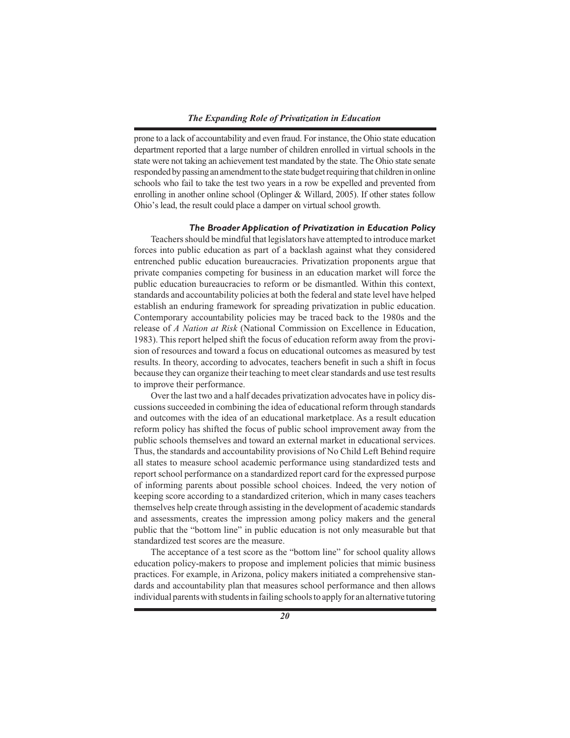prone to a lack of accountability and even fraud. For instance, the Ohio state education department reported that a large number of children enrolled in virtual schools in the state were not taking an achievement test mandated by the state. The Ohio state senate responded by passing an amendment to the state budget requiring that children in online schools who fail to take the test two years in a row be expelled and prevented from enrolling in another online school (Oplinger & Willard, 2005). If other states follow Ohio's lead, the result could place a damper on virtual school growth.

### *The Broader Application of Privatization in Education Policy*

Teachers should be mindful that legislators have attempted to introduce market forces into public education as part of a backlash against what they considered entrenched public education bureaucracies. Privatization proponents argue that private companies competing for business in an education market will force the public education bureaucracies to reform or be dismantled. Within this context, standards and accountability policies at both the federal and state level have helped establish an enduring framework for spreading privatization in public education. Contemporary accountability policies may be traced back to the 1980s and the release of *A Nation at Risk* (National Commission on Excellence in Education, 1983). This report helped shift the focus of education reform away from the provision of resources and toward a focus on educational outcomes as measured by test results. In theory, according to advocates, teachers benefit in such a shift in focus because they can organize their teaching to meet clear standards and use test results to improve their performance.

Over the last two and a half decades privatization advocates have in policy discussions succeeded in combining the idea of educational reform through standards and outcomes with the idea of an educational marketplace. As a result education reform policy has shifted the focus of public school improvement away from the public schools themselves and toward an external market in educational services. Thus, the standards and accountability provisions of No Child Left Behind require all states to measure school academic performance using standardized tests and report school performance on a standardized report card for the expressed purpose of informing parents about possible school choices. Indeed, the very notion of keeping score according to a standardized criterion, which in many cases teachers themselves help create through assisting in the development of academic standards and assessments, creates the impression among policy makers and the general public that the "bottom line" in public education is not only measurable but that standardized test scores are the measure.

The acceptance of a test score as the "bottom line" for school quality allows education policy-makers to propose and implement policies that mimic business practices. For example, in Arizona, policy makers initiated a comprehensive standards and accountability plan that measures school performance and then allows individual parents with students in failing schools to apply for an alternative tutoring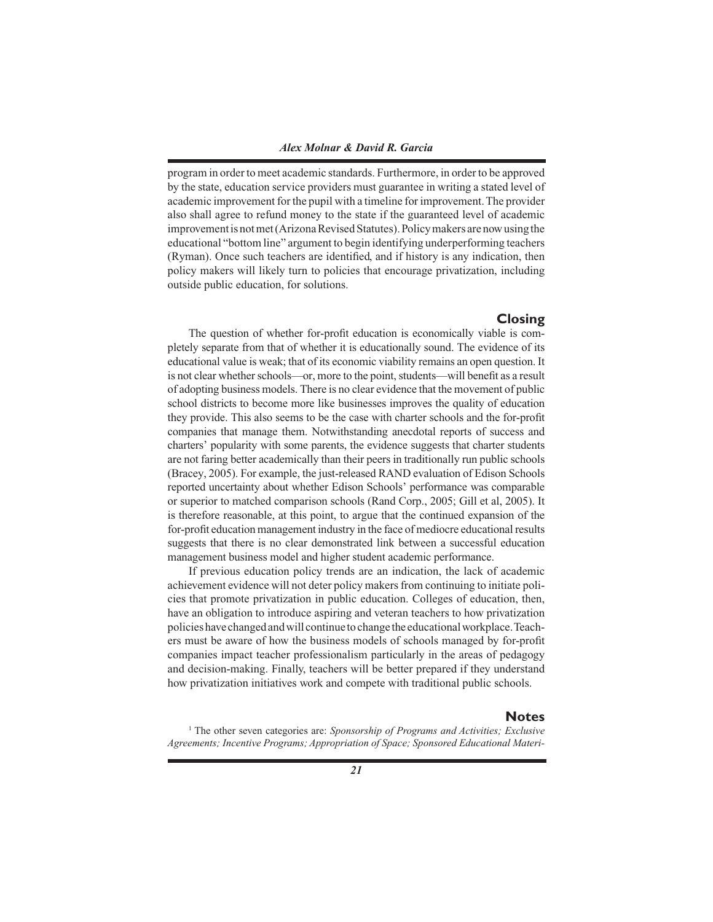program in order to meet academic standards. Furthermore, in order to be approved by the state, education service providers must guarantee in writing a stated level of academic improvement for the pupil with a timeline for improvement. The provider also shall agree to refund money to the state if the guaranteed level of academic improvement is not met (Arizona Revised Statutes). Policy makers are now using the educational "bottom line" argument to begin identifying underperforming teachers (Ryman). Once such teachers are identified, and if history is any indication, then policy makers will likely turn to policies that encourage privatization, including outside public education, for solutions.

## Closing

The question of whether for-profit education is economically viable is completely separate from that of whether it is educationally sound. The evidence of its educational value is weak; that of its economic viability remains an open question. It is not clear whether schools—or, more to the point, students—will benefit as a result of adopting business models. There is no clear evidence that the movement of public school districts to become more like businesses improves the quality of education they provide. This also seems to be the case with charter schools and the for-profit companies that manage them. Notwithstanding anecdotal reports of success and charters' popularity with some parents, the evidence suggests that charter students are not faring better academically than their peers in traditionally run public schools (Bracey, 2005). For example, the just-released RAND evaluation of Edison Schools reported uncertainty about whether Edison Schools' performance was comparable or superior to matched comparison schools (Rand Corp., 2005; Gill et al, 2005). It is therefore reasonable, at this point, to argue that the continued expansion of the for-profit education management industry in the face of mediocre educational results suggests that there is no clear demonstrated link between a successful education management business model and higher student academic performance.

If previous education policy trends are an indication, the lack of academic achievement evidence will not deter policy makers from continuing to initiate policies that promote privatization in public education. Colleges of education, then, have an obligation to introduce aspiring and veteran teachers to how privatization policies have changed and will continue to change the educational workplace. Teachers must be aware of how the business models of schools managed by for-profit companies impact teacher professionalism particularly in the areas of pedagogy and decision-making. Finally, teachers will be better prepared if they understand how privatization initiatives work and compete with traditional public schools.

## Notes

[1] The other seven categories are: *Sponsorship of Programs and Activities; Exclusive Agreements; Incentive Programs; Appropriation of Space; Sponsored Educational Materi-*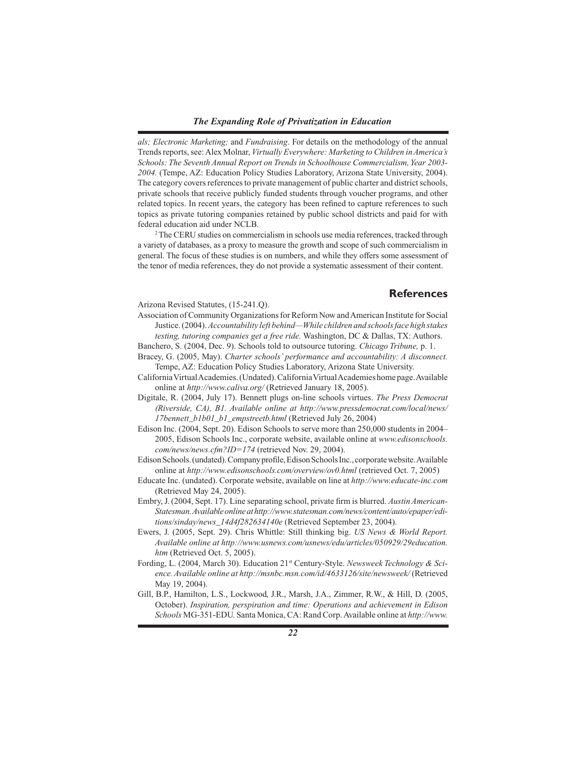*als; Electronic Marketing;* and *Fundraising*. For details on the methodology of the annual Trends reports, see: Alex Molnar, *Virtually Everywhere: Marketing to Children in America's Schools: The Seventh Annual Report on Trends in Schoolhouse Commercialism, Year 2003-2004.* (Tempe, AZ: Education Policy Studies Laboratory, Arizona State University, 2004). The category covers references to private management of public charter and district schools, private schools that receive publicly funded students through voucher programs, and other related topics. In recent years, the category has been refined to capture references to such topics as private tutoring companies retained by public school districts and paid for with federal education aid under NCLB.

[2] The CERU studies on commercialism in schools use media references, tracked through a variety of databases, as a proxy to measure the growth and scope of such commercialism in general. The focus of these studies is on numbers, and while they offers some assessment of the tenor of media references, they do not provide a systematic assessment of their content.

## References

Arizona Revised Statutes, (15-241.Q).

Association of Community Organizations for Reform Now and American Institute for Social Justice. (2004). *Accountability left behind—While children and schools face high stakes testing, tutoring companies get a free ride.* Washington, DC & Dallas, TX: Authors.

Banchero, S. (2004, Dec. 9). Schools told to outsource tutoring. *Chicago Tribune,* p. 1.

Bracey, G. (2005, May). *Charter schools' performance and accountability: A disconnect.* Tempe, AZ: Education Policy Studies Laboratory, Arizona State University.

California Virtual Academies. (Undated). California Virtual Academies home page. Available online at *http://www.caliva.org/* (Retrieved January 18, 2005).

Digitale, R. (2004, July 17). Bennett plugs on-line schools virtues. *The Press Democrat (Riverside, CA), B1. Available online at http://www.pressdemocrat.com/local/news/17bennett_b1b01_b1_empstreetb.html* (Retrieved July 26, 2004)

Edison Inc. (2004, Sept. 20). Edison Schools to serve more than 250,000 students in 2004–2005, Edison Schools Inc., corporate website, available online at *www.edisonschools.com/news/news.cfm?ID=174* (retrieved Nov. 29, 2004).

Edison Schools. (undated). Company profile, Edison Schools Inc., corporate website. Available online at *http://www.edisonschools.com/overview/ov0.html* (retrieved Oct. 7, 2005)

Educate Inc. (undated). Corporate website, available on line at *http://www.educate-inc.com* (Retrieved May 24, 2005).

Embry, J. (2004, Sept. 17). Line separating school, private firm is blurred. *Austin American-Statesman. Available online at http://www.statesman.com/news/content/auto/epaper/editions/sinday/news_14d4f282634140e* (Retrieved September 23, 2004).

Ewers, J. (2005, Sept. 29). Chris Whittle: Still thinking big. *US News & World Report. Available online at http://www.usnews.com/usnews/edu/articles/050929/29education.htm* (Retrieved Oct. 5, 2005).

Fording, L. (2004, March 30). Education 21st Century-Style. *Newsweek Technology & Science. Available online at http://msnbc.msn.com/id/4633126/site/newsweek/* (Retrieved May 19, 2004).

Gill, B.P., Hamilton, L.S., Lockwood, J.R., Marsh, J.A., Zimmer, R.W., & Hill, D. (2005, October). *Inspiration, perspiration and time: Operations and achievement in Edison Schools* MG-351-EDU. Santa Monica, CA: Rand Corp. Available online at *http://www.*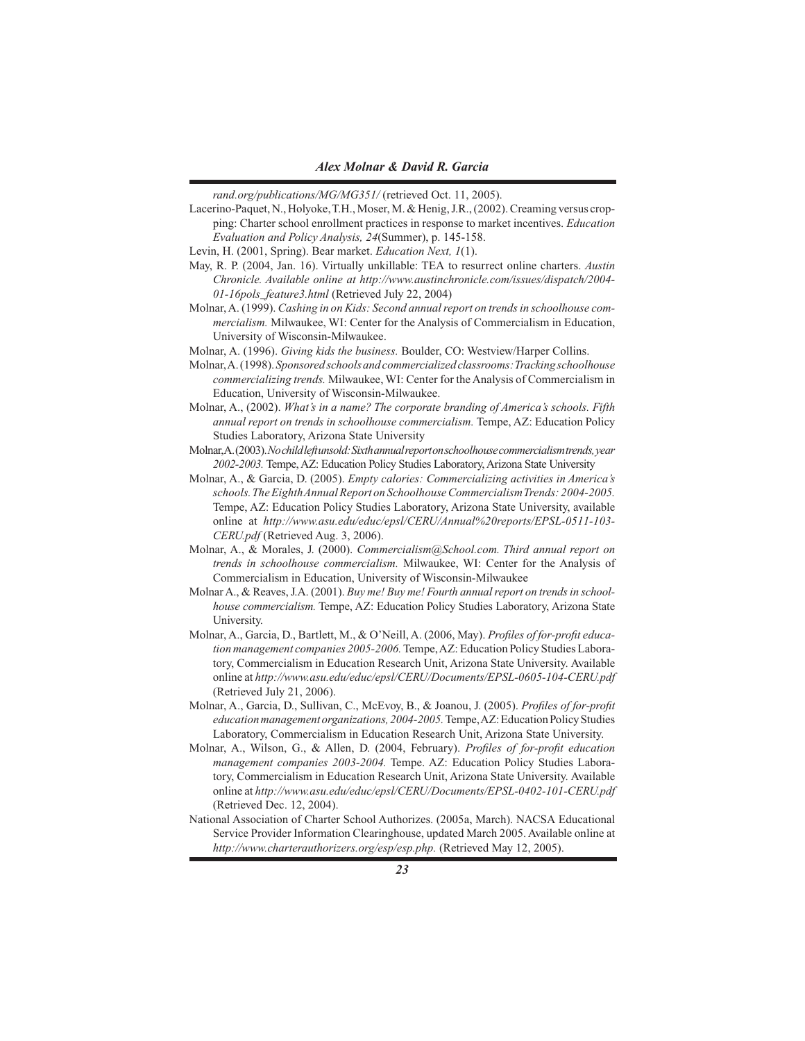*rand.org/publications/MG/MG351/* (retrieved Oct. 11, 2005).

Lacerino-Paquet, N., Holyoke, T.H., Moser, M. & Henig, J.R., (2002). Creaming versus cropping: Charter school enrollment practices in response to market incentives. *Education Evaluation and Policy Analysis, 24*(Summer), p. 145-158.

Levin, H. (2001, Spring). Bear market. *Education Next, 1*(1).

May, R. P. (2004, Jan. 16). Virtually unkillable: TEA to resurrect online charters. *Austin Chronicle. Available online at http://www.austinchronicle.com/issues/dispatch/2004-01-16pols_feature3.html* (Retrieved July 22, 2004)

Molnar, A. (1999). *Cashing in on Kids: Second annual report on trends in schoolhouse commercialism.* Milwaukee, WI: Center for the Analysis of Commercialism in Education, University of Wisconsin-Milwaukee.

Molnar, A. (1996). *Giving kids the business.* Boulder, CO: Westview/Harper Collins.

Molnar, A. (1998). *Sponsored schools and commercialized classrooms: Tracking schoolhouse commercializing trends.* Milwaukee, WI: Center for the Analysis of Commercialism in Education, University of Wisconsin-Milwaukee.

Molnar, A., (2002). *What's in a name? The corporate branding of America's schools. Fifth annual report on trends in schoolhouse commercialism.* Tempe, AZ: Education Policy Studies Laboratory, Arizona State University

Molnar, A. (2003). *No child left unsold: Sixth annual report on schoolhouse commercialism trends, year 2002-2003.* Tempe, AZ: Education Policy Studies Laboratory, Arizona State University

Molnar, A., & Garcia, D. (2005). *Empty calories: Commercializing activities in America's schools. The Eighth Annual Report on Schoolhouse Commercialism Trends: 2004-2005.* Tempe, AZ: Education Policy Studies Laboratory, Arizona State University, available online at *http://www.asu.edu/educ/epsl/CERU/Annual%20reports/EPSL-0511-103-CERU.pdf* (Retrieved Aug. 3, 2006).

Molnar, A., & Morales, J. (2000). *Commercialism@School.com. Third annual report on trends in schoolhouse commercialism.* Milwaukee, WI: Center for the Analysis of Commercialism in Education, University of Wisconsin-Milwaukee

Molnar A., & Reaves, J.A. (2001). *Buy me! Buy me! Fourth annual report on trends in schoolhouse commercialism.* Tempe, AZ: Education Policy Studies Laboratory, Arizona State University.

Molnar, A., Garcia, D., Bartlett, M., & O'Neill, A. (2006, May). *Profiles of for-profit education management companies 2005-2006.* Tempe, AZ: Education Policy Studies Laboratory, Commercialism in Education Research Unit, Arizona State University. Available online at *http://www.asu.edu/educ/epsl/CERU/Documents/EPSL-0605-104-CERU.pdf* (Retrieved July 21, 2006).

Molnar, A., Garcia, D., Sullivan, C., McEvoy, B., & Joanou, J. (2005). *Profiles of for-profit education management organizations, 2004-2005.* Tempe, AZ: Education Policy Studies Laboratory, Commercialism in Education Research Unit, Arizona State University.

Molnar, A., Wilson, G., & Allen, D. (2004, February). *Profiles of for-profit education management companies 2003-2004.* Tempe. AZ: Education Policy Studies Laboratory, Commercialism in Education Research Unit, Arizona State University. Available online at *http://www.asu.edu/educ/epsl/CERU/Documents/EPSL-0402-101-CERU.pdf* (Retrieved Dec. 12, 2004).

National Association of Charter School Authorizes. (2005a, March). NACSA Educational Service Provider Information Clearinghouse, updated March 2005. Available online at *http://www.charterauthorizers.org/esp/esp.php.* (Retrieved May 12, 2005).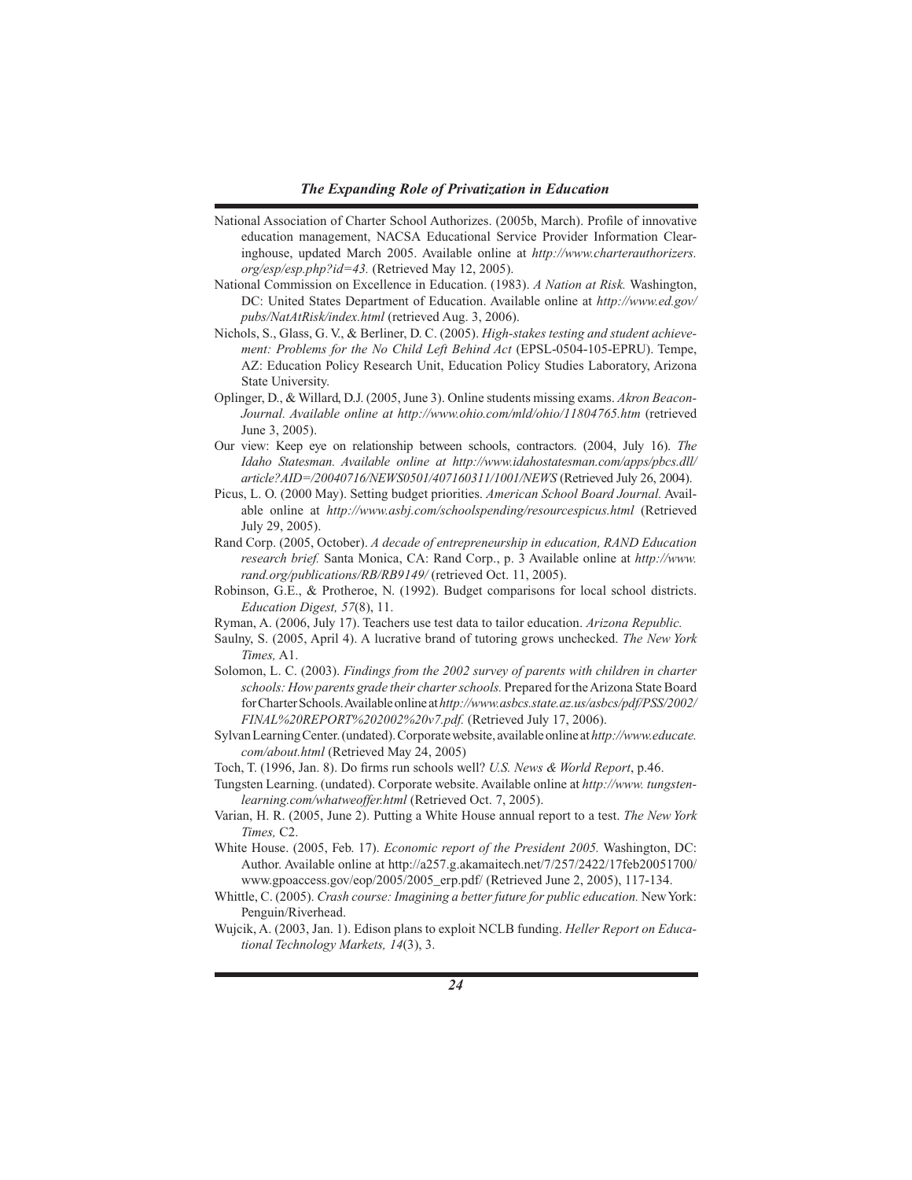National Association of Charter School Authorizes. (2005b, March). Profile of innovative education management, NACSA Educational Service Provider Information Clearinghouse, updated March 2005. Available online at *http://www.charterauthorizers.org/esp/esp.php?id=43.* (Retrieved May 12, 2005).

National Commission on Excellence in Education. (1983). *A Nation at Risk.* Washington, DC: United States Department of Education. Available online at *http://www.ed.gov/pubs/NatAtRisk/index.html* (retrieved Aug. 3, 2006).

Nichols, S., Glass, G. V., & Berliner, D. C. (2005). *High-stakes testing and student achievement: Problems for the No Child Left Behind Act* (EPSL-0504-105-EPRU). Tempe, AZ: Education Policy Research Unit, Education Policy Studies Laboratory, Arizona State University.

Oplinger, D., & Willard, D.J. (2005, June 3). Online students missing exams. *Akron Beacon-Journal. Available online at http://www.ohio.com/mld/ohio/11804765.htm* (retrieved June 3, 2005).

Our view: Keep eye on relationship between schools, contractors. (2004, July 16). *The Idaho Statesman. Available online at http://www.idahostatesman.com/apps/pbcs.dll/article?AID=/20040716/NEWS0501/407160311/1001/NEWS* (Retrieved July 26, 2004).

Picus, L. O. (2000 May). Setting budget priorities. *American School Board Journal.* Available online at *http://www.asbj.com/schoolspending/resourcespicus.html* (Retrieved July 29, 2005).

Rand Corp. (2005, October). *A decade of entrepreneurship in education, RAND Education research brief.* Santa Monica, CA: Rand Corp., p. 3 Available online at *http://www.rand.org/publications/RB/RB9149/* (retrieved Oct. 11, 2005).

Robinson, G.E., & Protheroe, N. (1992). Budget comparisons for local school districts. *Education Digest, 57*(8), 11.

Ryman, A. (2006, July 17). Teachers use test data to tailor education. *Arizona Republic.*

Saulny, S. (2005, April 4). A lucrative brand of tutoring grows unchecked. *The New York Times,* A1.

Solomon, L. C. (2003). *Findings from the 2002 survey of parents with children in charter schools: How parents grade their charter schools.* Prepared for the Arizona State Board for Charter Schools. Available online at *http://www.asbcs.state.az.us/asbcs/pdf/PSS/2002/FINAL%20REPORT%202002%20v7.pdf.* (Retrieved July 17, 2006).

Sylvan Learning Center. (undated). Corporate website, available online at *http://www.educate.com/about.html* (Retrieved May 24, 2005)

Toch, T. (1996, Jan. 8). Do firms run schools well? *U.S. News & World Report*, p.46.

Tungsten Learning. (undated). Corporate website. Available online at *http://www. tungstenlearning.com/whatweoffer.html* (Retrieved Oct. 7, 2005).

Varian, H. R. (2005, June 2). Putting a White House annual report to a test. *The New York Times,* C2.

White House. (2005, Feb. 17). *Economic report of the President 2005.* Washington, DC: Author. Available online at http://a257.g.akamaitech.net/7/257/2422/17feb20051700/www.gpoaccess.gov/eop/2005/2005_erp.pdf/ (Retrieved June 2, 2005), 117-134.

Whittle, C. (2005). *Crash course: Imagining a better future for public education.* New York: Penguin/Riverhead.

Wujcik, A. (2003, Jan. 1). Edison plans to exploit NCLB funding. *Heller Report on Educational Technology Markets, 14*(3), 3.